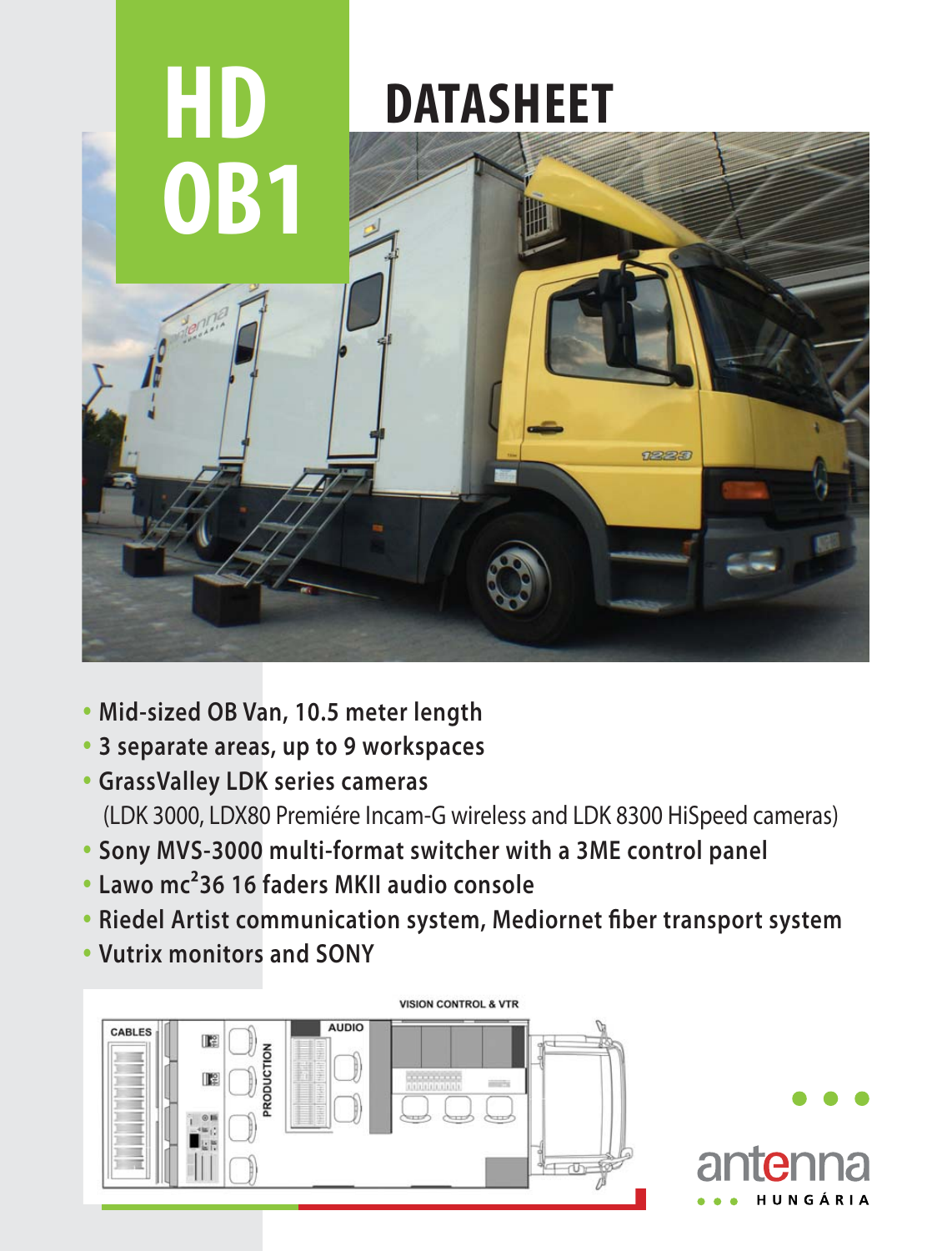# HD OB1

# DATASHEET

- **Mid-sized OB Van, 10.5 meter length**
- **3 separate areas, up to 9 workspaces**
- **GrassValley LDK series cameras**
  (LDK 3000, LDX80 Premiére Incam-G wireless and LDK 8300 HiSpeed cameras)
- **Sony MVS-3000 multi-format switcher with a 3ME control panel**
- **Lawo mc²36 16 faders MKII audio console**
- **Riedel Artist communication system, Mediornet fiber transport system**
- **Vutrix monitors and SONY**

VISION CONTROL & VTR

CABLES

PRODUCTION

AUDIO

antenna HUNGÁRIA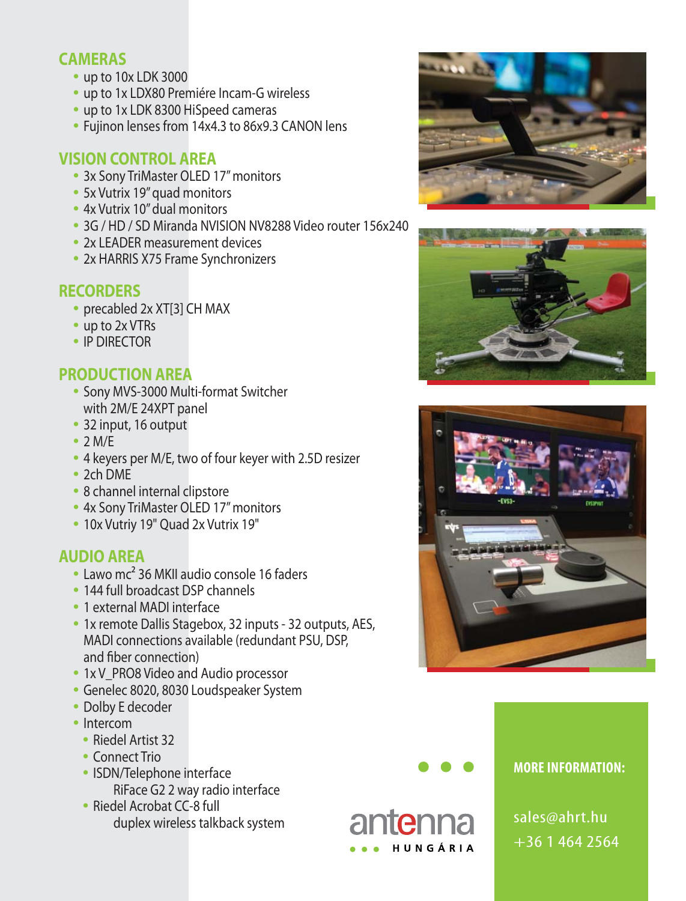## CAMERAS

- up to 10x LDK 3000
- up to 1x LDX80 Premiére Incam-G wireless
- up to 1x LDK 8300 HiSpeed cameras
- Fujinon lenses from 14x4.3 to 86x9.3 CANON lens

## VISION CONTROL AREA

- 3x Sony TriMaster OLED 17" monitors
- 5x Vutrix 19" quad monitors
- 4x Vutrix 10" dual monitors
- 3G / HD / SD Miranda NVISION NV8288 Video router 156x240
- 2x LEADER measurement devices
- 2x HARRIS X75 Frame Synchronizers

## RECORDERS

- precabled 2x XT[3] CH MAX
- up to 2x VTRs
- IP DIRECTOR

## PRODUCTION AREA

- Sony MVS-3000 Multi-format Switcher with 2M/E 24XPT panel
- 32 input, 16 output
- 2 M/E
- 4 keyers per M/E, two of four keyer with 2.5D resizer
- 2ch DME
- 8 channel internal clipstore
- 4x Sony TriMaster OLED 17" monitors
- 10x Vutriy 19" Quad 2x Vutrix 19"

## AUDIO AREA

- Lawo mc$^2$ 36 MKII audio console 16 faders
- 144 full broadcast DSP channels
- 1 external MADI interface
- 1x remote Dallis Stagebox, 32 inputs - 32 outputs, AES, MADI connections available (redundant PSU, DSP, and fiber connection)
- 1x V_PRO8 Video and Audio processor
- Genelec 8020, 8030 Loudspeaker System
- Dolby E decoder
- Intercom
  - Riedel Artist 32
  - Connect Trio
  - ISDN/Telephone interface
    RiFace G2 2 way radio interface
  - Riedel Acrobat CC-8 full
    duplex wireless talkback system

antenna HUNGÁRIA

**MORE INFORMATION:**

sales@ahrt.hu
+36 1 464 2564